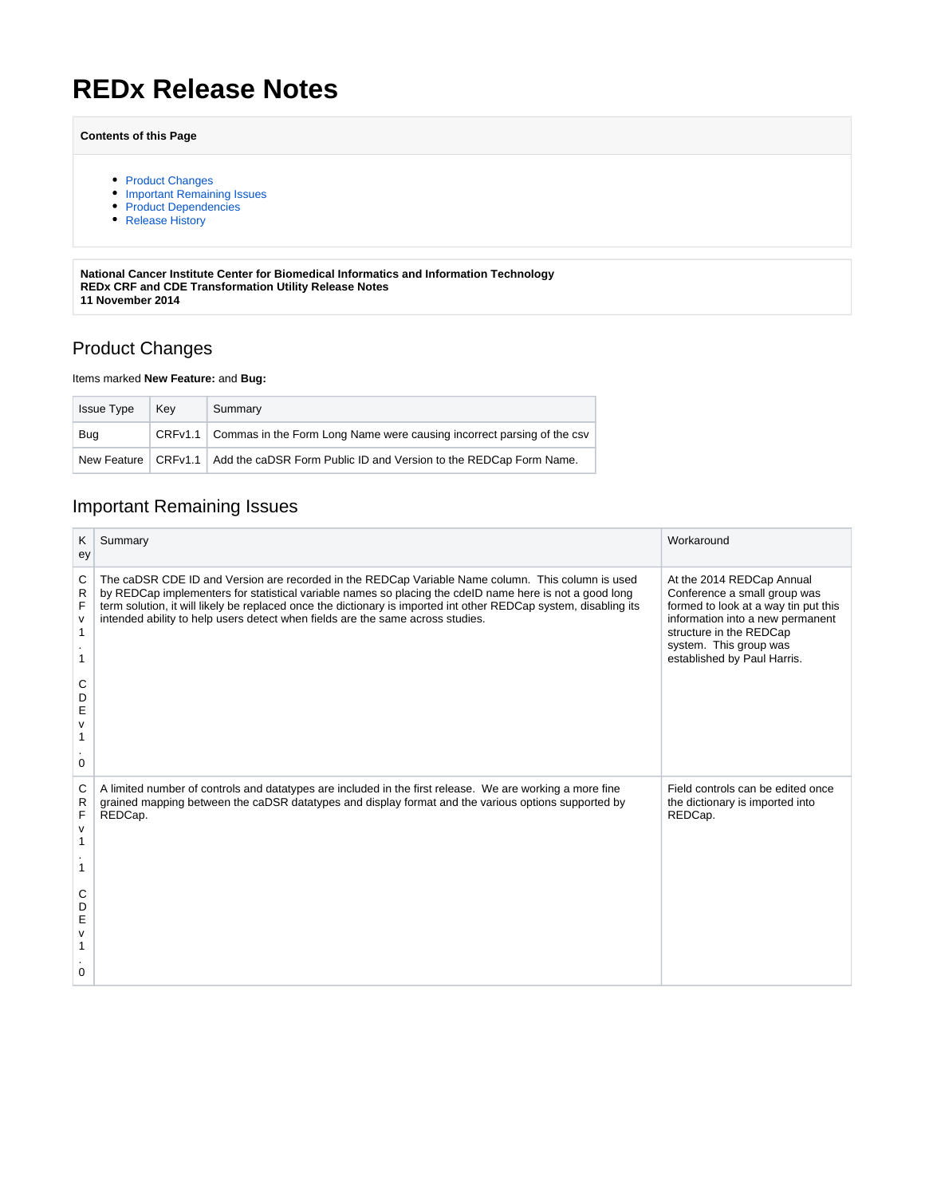# REDx Release Notes

**Contents of this Page**

- Product Changes
- Important Remaining Issues
- Product Dependencies
- Release History

**National Cancer Institute Center for Biomedical Informatics and Information Technology**
**REDx CRF and CDE Transformation Utility Release Notes**
**11 November 2014**

## Product Changes

Items marked **New Feature:** and **Bug:**

| Issue Type | Key | Summary |
| --- | --- | --- |
| Bug | CRFv1.1 | Commas in the Form Long Name were causing incorrect parsing of the csv |
| New Feature | CRFv1.1 | Add the caDSR Form Public ID and Version to the REDCap Form Name. |

## Important Remaining Issues

| Key | Summary | Workaround |
| --- | --- | --- |
| CRFv1.1 CDEv1.0 | The caDSR CDE ID and Version are recorded in the REDCap Variable Name column. This column is used by REDCap implementers for statistical variable names so placing the cdeID name here is not a good long term solution, it will likely be replaced once the dictionary is imported int other REDCap system, disabling its intended ability to help users detect when fields are the same across studies. | At the 2014 REDCap Annual Conference a small group was formed to look at a way tin put this information into a new permanent structure in the REDCap system. This group was established by Paul Harris. |
| CRFv1.1 CDEv1.0 | A limited number of controls and datatypes are included in the first release. We are working a more fine grained mapping between the caDSR datatypes and display format and the various options supported by REDCap. | Field controls can be edited once the dictionary is imported into REDCap. |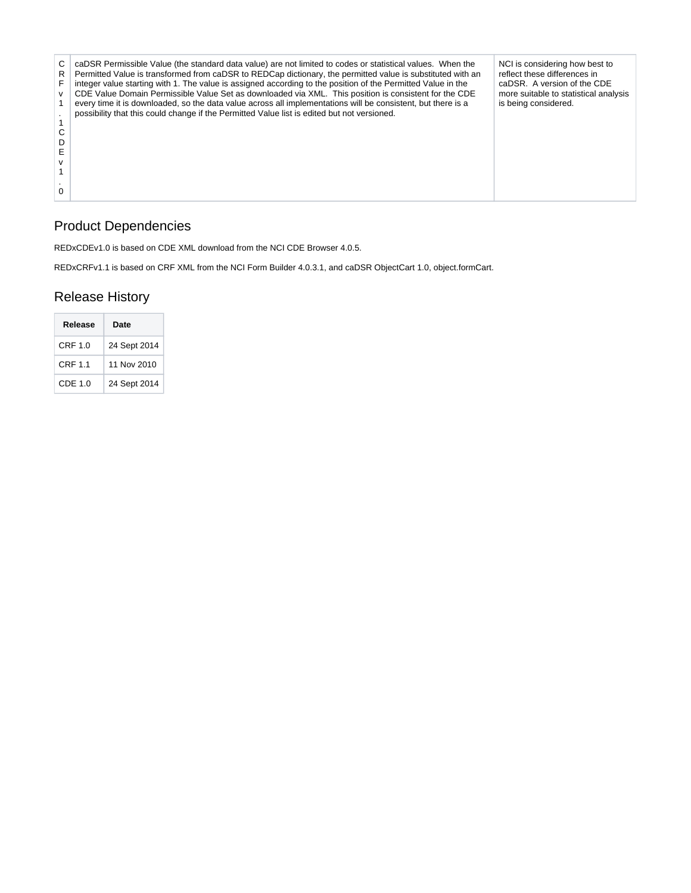| | | |
|---|---|---|
| CRFv1.1 CDEv1.0 | caDSR Permissible Value (the standard data value) are not limited to codes or statistical values. When the Permitted Value is transformed from caDSR to REDCap dictionary, the permitted value is substituted with an integer value starting with 1. The value is assigned according to the position of the Permitted Value in the CDE Value Domain Permissible Value Set as downloaded via XML. This position is consistent for the CDE every time it is downloaded, so the data value across all implementations will be consistent, but there is a possibility that this could change if the Permitted Value list is edited but not versioned. | NCI is considering how best to reflect these differences in caDSR. A version of the CDE more suitable to statistical analysis is being considered. |

## Product Dependencies

REDxCDEv1.0 is based on CDE XML download from the NCI CDE Browser 4.0.5.

REDxCRFv1.1 is based on CRF XML from the NCI Form Builder 4.0.3.1, and caDSR ObjectCart 1.0, object.formCart.

## Release History

| Release | Date |
|---|---|
| CRF 1.0 | 24 Sept 2014 |
| CRF 1.1 | 11 Nov 2010 |
| CDE 1.0 | 24 Sept 2014 |